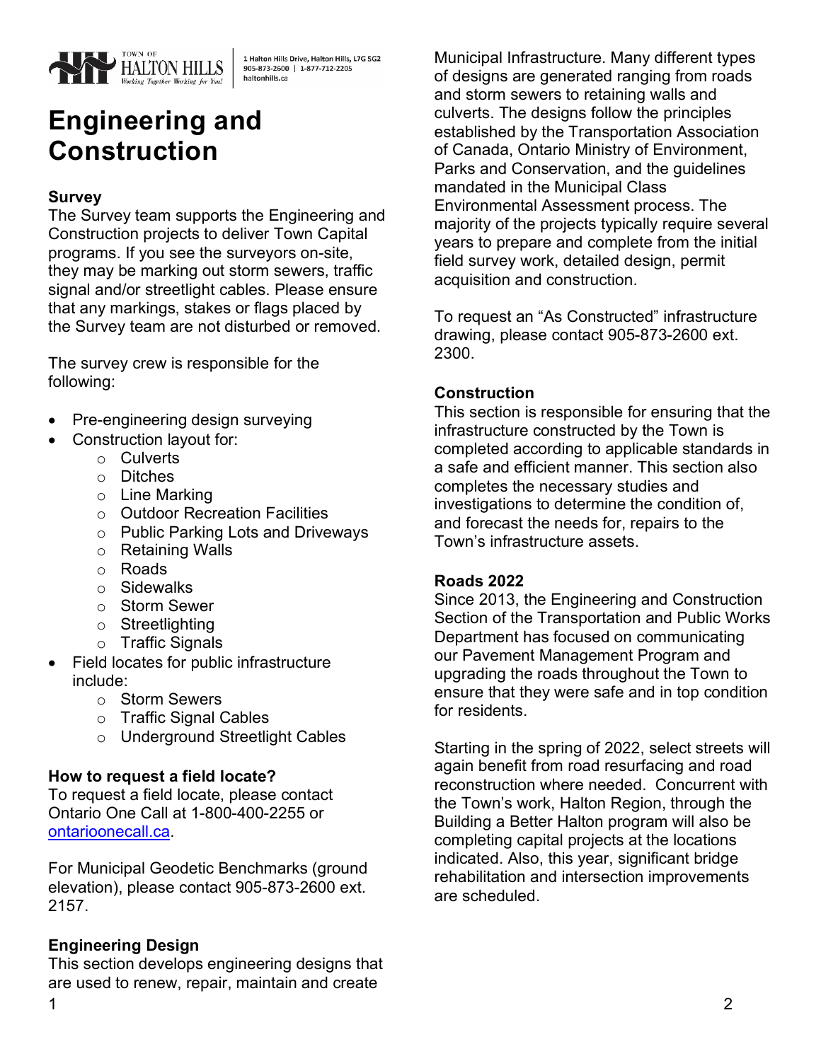TOWN OF HALTON HILLS
Working Together Working for You!

1 Halton Hills Drive, Halton Hills, L7G 5G2
905-873-2600 | 1-877-712-2205
haltonhills.ca

# Engineering and Construction

### Survey

The Survey team supports the Engineering and Construction projects to deliver Town Capital programs. If you see the surveyors on-site, they may be marking out storm sewers, traffic signal and/or streetlight cables. Please ensure that any markings, stakes or flags placed by the Survey team are not disturbed or removed.

The survey crew is responsible for the following:

- Pre-engineering design surveying
- Construction layout for:
  - Culverts
  - Ditches
  - Line Marking
  - Outdoor Recreation Facilities
  - Public Parking Lots and Driveways
  - Retaining Walls
  - Roads
  - Sidewalks
  - Storm Sewer
  - Streetlighting
  - Traffic Signals
- Field locates for public infrastructure include:
  - Storm Sewers
  - Traffic Signal Cables
  - Underground Streetlight Cables

### How to request a field locate?

To request a field locate, please contact Ontario One Call at 1-800-400-2255 or [ontarioonecall.ca](ontarioonecall.ca).

For Municipal Geodetic Benchmarks (ground elevation), please contact 905-873-2600 ext. 2157.

### Engineering Design

This section develops engineering designs that are used to renew, repair, maintain and create Municipal Infrastructure. Many different types of designs are generated ranging from roads and storm sewers to retaining walls and culverts. The designs follow the principles established by the Transportation Association of Canada, Ontario Ministry of Environment, Parks and Conservation, and the guidelines mandated in the Municipal Class Environmental Assessment process. The majority of the projects typically require several years to prepare and complete from the initial field survey work, detailed design, permit acquisition and construction.

To request an “As Constructed” infrastructure drawing, please contact 905-873-2600 ext. 2300.

### Construction

This section is responsible for ensuring that the infrastructure constructed by the Town is completed according to applicable standards in a safe and efficient manner. This section also completes the necessary studies and investigations to determine the condition of, and forecast the needs for, repairs to the Town’s infrastructure assets.

### Roads 2022

Since 2013, the Engineering and Construction Section of the Transportation and Public Works Department has focused on communicating our Pavement Management Program and upgrading the roads throughout the Town to ensure that they were safe and in top condition for residents.

Starting in the spring of 2022, select streets will again benefit from road resurfacing and road reconstruction where needed. Concurrent with the Town’s work, Halton Region, through the Building a Better Halton program will also be completing capital projects at the locations indicated. Also, this year, significant bridge rehabilitation and intersection improvements are scheduled.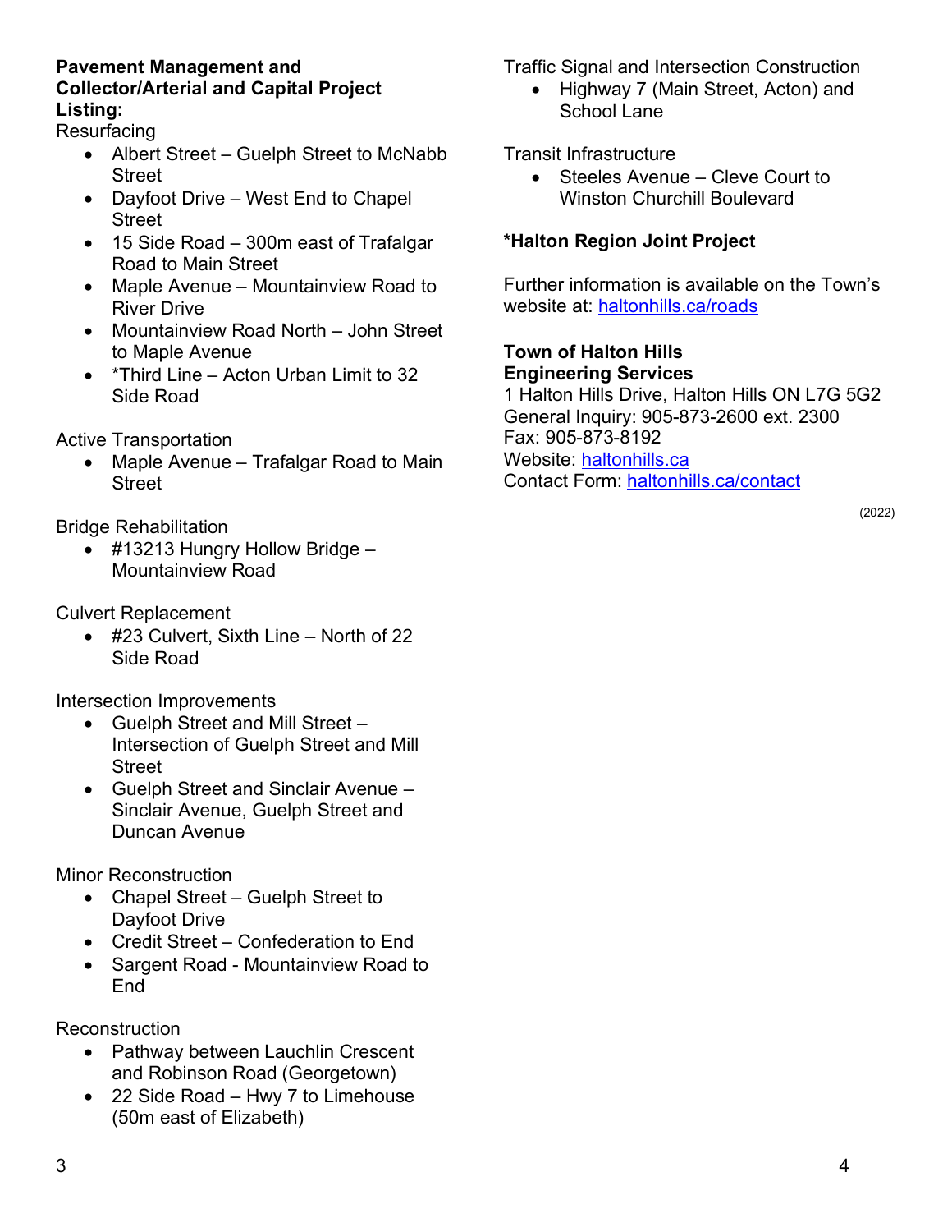**Pavement Management and Collector/Arterial and Capital Project Listing:**

Resurfacing

- Albert Street – Guelph Street to McNabb Street
- Dayfoot Drive – West End to Chapel Street
- 15 Side Road – 300m east of Trafalgar Road to Main Street
- Maple Avenue – Mountainview Road to River Drive
- Mountainview Road North – John Street to Maple Avenue
- *Third Line – Acton Urban Limit to 32 Side Road

Active Transportation

- Maple Avenue – Trafalgar Road to Main Street

Bridge Rehabilitation

- #13213 Hungry Hollow Bridge – Mountainview Road

Culvert Replacement

- #23 Culvert, Sixth Line – North of 22 Side Road

Intersection Improvements

- Guelph Street and Mill Street – Intersection of Guelph Street and Mill Street
- Guelph Street and Sinclair Avenue – Sinclair Avenue, Guelph Street and Duncan Avenue

Minor Reconstruction

- Chapel Street – Guelph Street to Dayfoot Drive
- Credit Street – Confederation to End
- Sargent Road - Mountainview Road to End

Reconstruction

- Pathway between Lauchlin Crescent and Robinson Road (Georgetown)
- 22 Side Road – Hwy 7 to Limehouse (50m east of Elizabeth)

Traffic Signal and Intersection Construction

- Highway 7 (Main Street, Acton) and School Lane

Transit Infrastructure

- Steeles Avenue – Cleve Court to Winston Churchill Boulevard

***Halton Region Joint Project**

Further information is available on the Town's website at: haltonhills.ca/roads

**Town of Halton Hills**
**Engineering Services**
1 Halton Hills Drive, Halton Hills ON L7G 5G2
General Inquiry: 905-873-2600 ext. 2300
Fax: 905-873-8192
Website: haltonhills.ca
Contact Form: haltonhills.ca/contact

(2022)